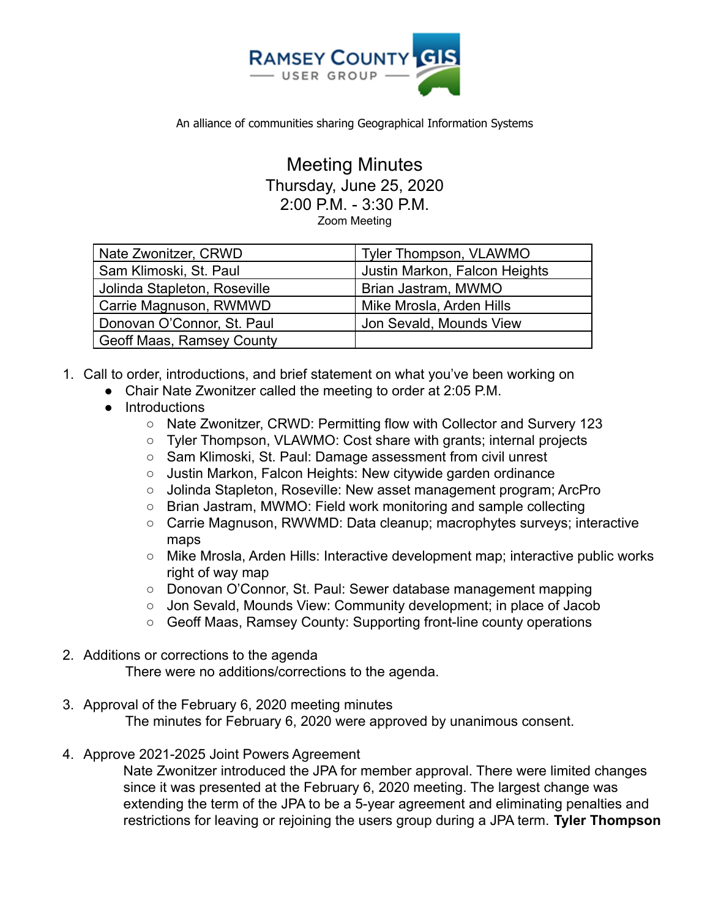**RAMSEY COUNTY GIS USER GROUP**

An alliance of communities sharing Geographical Information Systems

# Meeting Minutes

Thursday, June 25, 2020
2:00 P.M. - 3:30 P.M.
Zoom Meeting

| | |
|---|---|
| Nate Zwonitzer, CRWD | Tyler Thompson, VLAWMO |
| Sam Klimoski, St. Paul | Justin Markon, Falcon Heights |
| Jolinda Stapleton, Roseville | Brian Jastram, MWMO |
| Carrie Magnuson, RWMWD | Mike Mrosla, Arden Hills |
| Donovan O'Connor, St. Paul | Jon Sevald, Mounds View |
| Geoff Maas, Ramsey County | |

1. Call to order, introductions, and brief statement on what you've been working on
   - Chair Nate Zwonitzer called the meeting to order at 2:05 P.M.
   - Introductions
     - Nate Zwonitzer, CRWD: Permitting flow with Collector and Survery 123
     - Tyler Thompson, VLAWMO: Cost share with grants; internal projects
     - Sam Klimoski, St. Paul: Damage assessment from civil unrest
     - Justin Markon, Falcon Heights: New citywide garden ordinance
     - Jolinda Stapleton, Roseville: New asset management program; ArcPro
     - Brian Jastram, MWMO: Field work monitoring and sample collecting
     - Carrie Magnuson, RWWMD: Data cleanup; macrophytes surveys; interactive maps
     - Mike Mrosla, Arden Hills: Interactive development map; interactive public works right of way map
     - Donovan O'Connor, St. Paul: Sewer database management mapping
     - Jon Sevald, Mounds View: Community development; in place of Jacob
     - Geoff Maas, Ramsey County: Supporting front-line county operations

2. Additions or corrections to the agenda

   There were no additions/corrections to the agenda.

3. Approval of the February 6, 2020 meeting minutes

   The minutes for February 6, 2020 were approved by unanimous consent.

4. Approve 2021-2025 Joint Powers Agreement

   Nate Zwonitzer introduced the JPA for member approval. There were limited changes since it was presented at the February 6, 2020 meeting. The largest change was extending the term of the JPA to be a 5-year agreement and eliminating penalties and restrictions for leaving or rejoining the users group during a JPA term. **Tyler Thompson**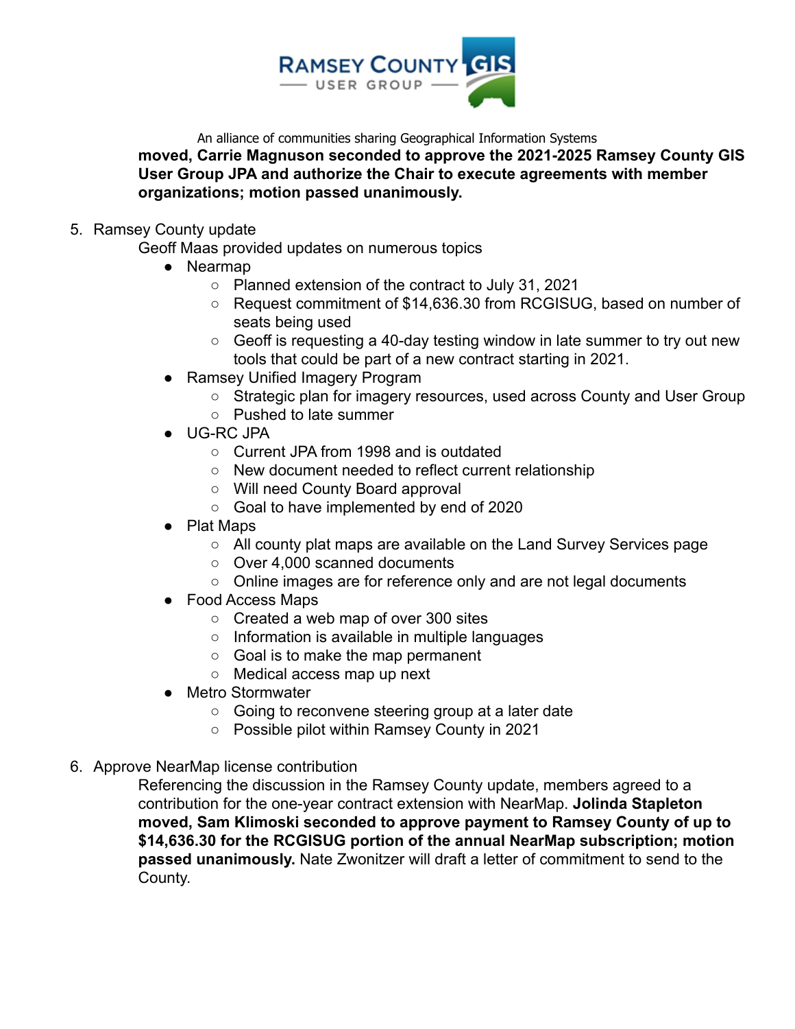**moved, Carrie Magnuson seconded to approve the 2021-2025 Ramsey County GIS User Group JPA and authorize the Chair to execute agreements with member organizations; motion passed unanimously.**

5. Ramsey County update

   Geoff Maas provided updates on numerous topics

   - Nearmap
     - Planned extension of the contract to July 31, 2021
     - Request commitment of $14,636.30 from RCGISUG, based on number of seats being used
     - Geoff is requesting a 40-day testing window in late summer to try out new tools that could be part of a new contract starting in 2021.
   - Ramsey Unified Imagery Program
     - Strategic plan for imagery resources, used across County and User Group
     - Pushed to late summer
   - UG-RC JPA
     - Current JPA from 1998 and is outdated
     - New document needed to reflect current relationship
     - Will need County Board approval
     - Goal to have implemented by end of 2020
   - Plat Maps
     - All county plat maps are available on the Land Survey Services page
     - Over 4,000 scanned documents
     - Online images are for reference only and are not legal documents
   - Food Access Maps
     - Created a web map of over 300 sites
     - Information is available in multiple languages
     - Goal is to make the map permanent
     - Medical access map up next
   - Metro Stormwater
     - Going to reconvene steering group at a later date
     - Possible pilot within Ramsey County in 2021

6. Approve NearMap license contribution

   Referencing the discussion in the Ramsey County update, members agreed to a contribution for the one-year contract extension with NearMap. **Jolinda Stapleton moved, Sam Klimoski seconded to approve payment to Ramsey County of up to $14,636.30 for the RCGISUG portion of the annual NearMap subscription; motion passed unanimously.** Nate Zwonitzer will draft a letter of commitment to send to the County.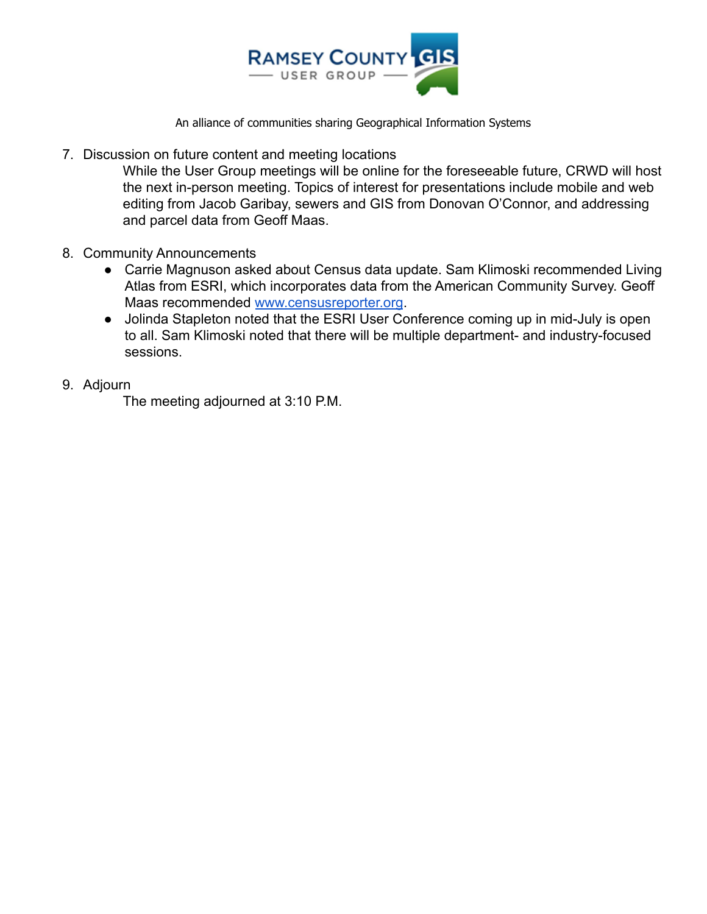Ramsey County GIS User Group

An alliance of communities sharing Geographical Information Systems

7. Discussion on future content and meeting locations

   While the User Group meetings will be online for the foreseeable future, CRWD will host the next in-person meeting. Topics of interest for presentations include mobile and web editing from Jacob Garibay, sewers and GIS from Donovan O'Connor, and addressing and parcel data from Geoff Maas.

8. Community Announcements
   - Carrie Magnuson asked about Census data update. Sam Klimoski recommended Living Atlas from ESRI, which incorporates data from the American Community Survey. Geoff Maas recommended [www.censusreporter.org](http://www.censusreporter.org).
   - Jolinda Stapleton noted that the ESRI User Conference coming up in mid-July is open to all. Sam Klimoski noted that there will be multiple department- and industry-focused sessions.

9. Adjourn

   The meeting adjourned at 3:10 P.M.